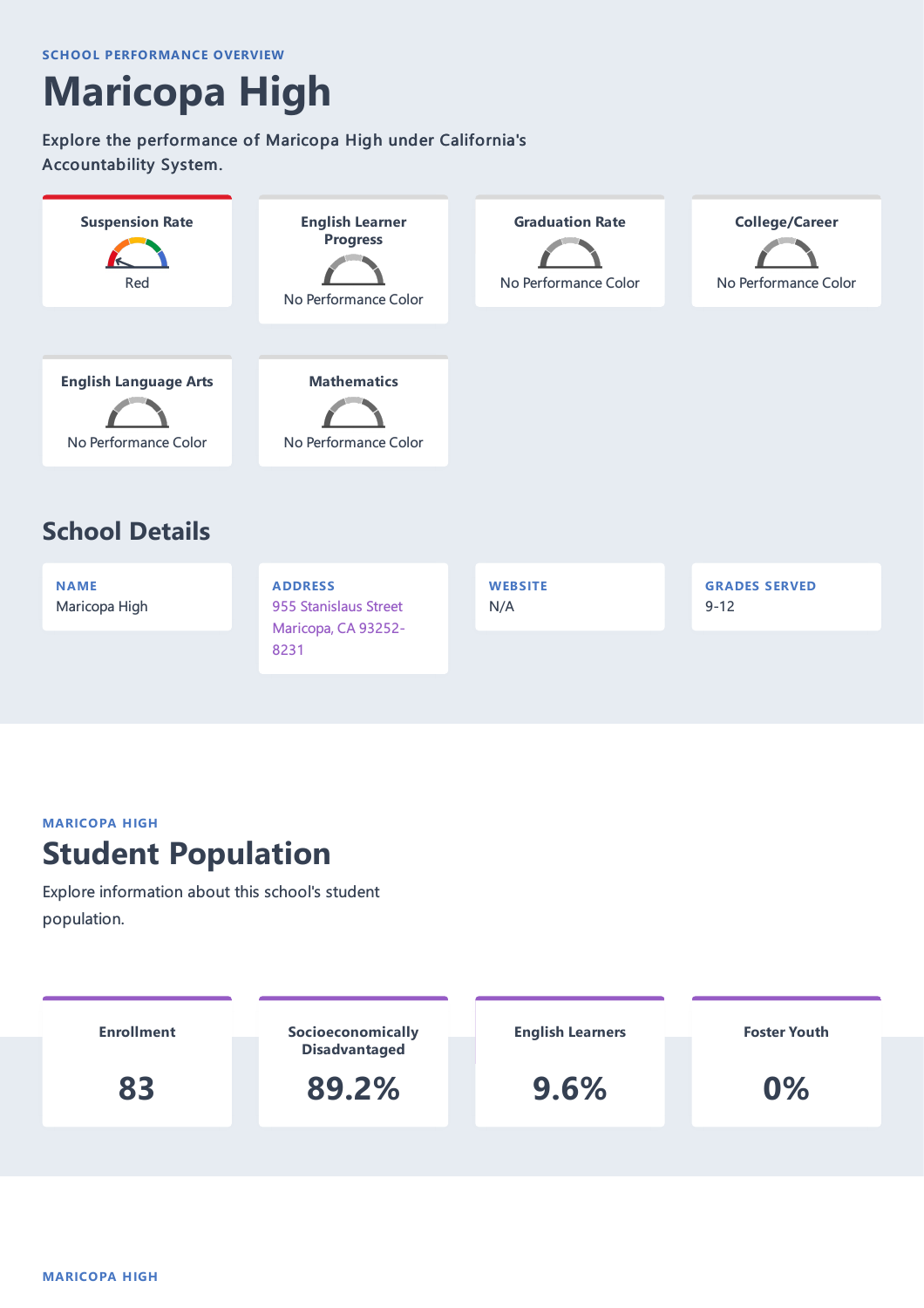SCHOOL PERFORMANCE OVERVIEW

# Maricopa High

Explore the performance of Maricopa High under California's Accountability System.

| Indicator | Performance Color |
|---|---|
| Suspension Rate | Red |
| English Learner Progress | No Performance Color |
| Graduation Rate | No Performance Color |
| College/Career | No Performance Color |
| English Language Arts | No Performance Color |
| Mathematics | No Performance Color |

## School Details

| NAME | ADDRESS | WEBSITE | GRADES SERVED |
|---|---|---|---|
| Maricopa High | 955 Stanislaus Street Maricopa, CA 93252-8231 | N/A | 9-12 |

MARICOPA HIGH

# Student Population

Explore information about this school's student population.

| Enrollment | Socioeconomically Disadvantaged | English Learners | Foster Youth |
|---|---|---|---|
| 83 | 89.2% | 9.6% | 0% |

MARICOPA HIGH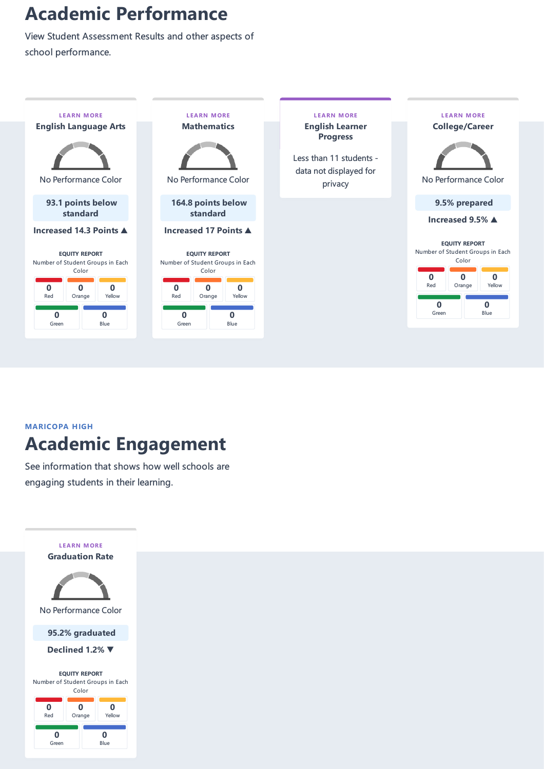# Academic Performance

View Student Assessment Results and other aspects of school performance.

### English Language Arts

LEARN MORE

No Performance Color

**93.1 points below standard**

**Increased 14.3 Points ▲**

**EQUITY REPORT**
Number of Student Groups in Each Color

| Red | Orange | Yellow | Green | Blue |
|---|---|---|---|---|
| 0 | 0 | 0 | 0 | 0 |

### Mathematics

LEARN MORE

No Performance Color

**164.8 points below standard**

**Increased 17 Points ▲**

**EQUITY REPORT**
Number of Student Groups in Each Color

| Red | Orange | Yellow | Green | Blue |
|---|---|---|---|---|
| 0 | 0 | 0 | 0 | 0 |

### English Learner Progress

LEARN MORE

Less than 11 students - data not displayed for privacy

### College/Career

LEARN MORE

No Performance Color

**9.5% prepared**

**Increased 9.5% ▲**

**EQUITY REPORT**
Number of Student Groups in Each Color

| Red | Orange | Yellow | Green | Blue |
|---|---|---|---|---|
| 0 | 0 | 0 | 0 | 0 |

MARICOPA HIGH

# Academic Engagement

See information that shows how well schools are engaging students in their learning.

### Graduation Rate

LEARN MORE

No Performance Color

**95.2% graduated**

**Declined 1.2% ▼**

**EQUITY REPORT**
Number of Student Groups in Each Color

| Red | Orange | Yellow | Green | Blue |
|---|---|---|---|---|
| 0 | 0 | 0 | 0 | 0 |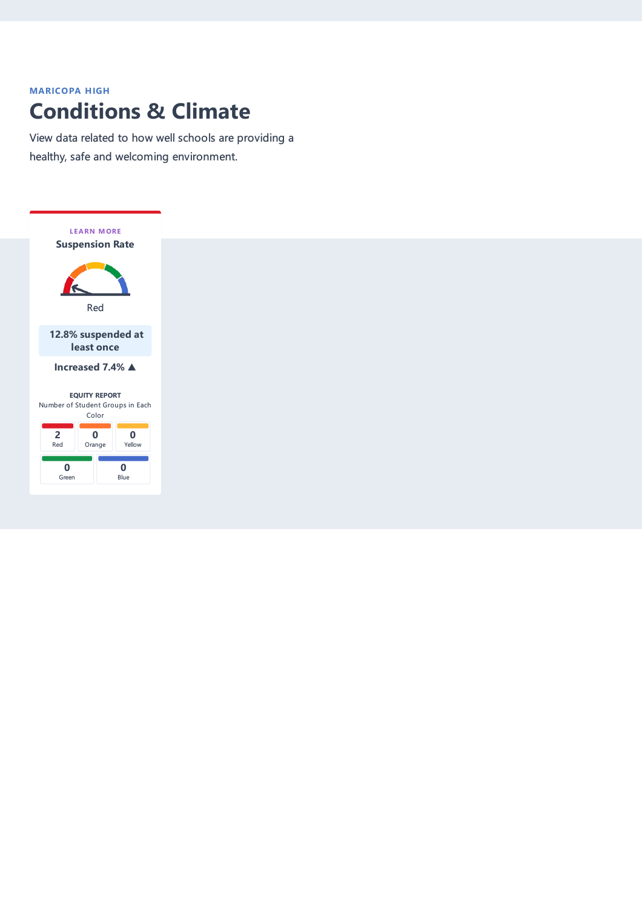MARICOPA HIGH

# Conditions & Climate

View data related to how well schools are providing a healthy, safe and welcoming environment.

LEARN MORE

### Suspension Rate

Red

**12.8% suspended at least once**

**Increased 7.4% ▲**

**EQUITY REPORT**

Number of Student Groups in Each Color

2
Red

0
Orange

0
Yellow

0
Green

0
Blue